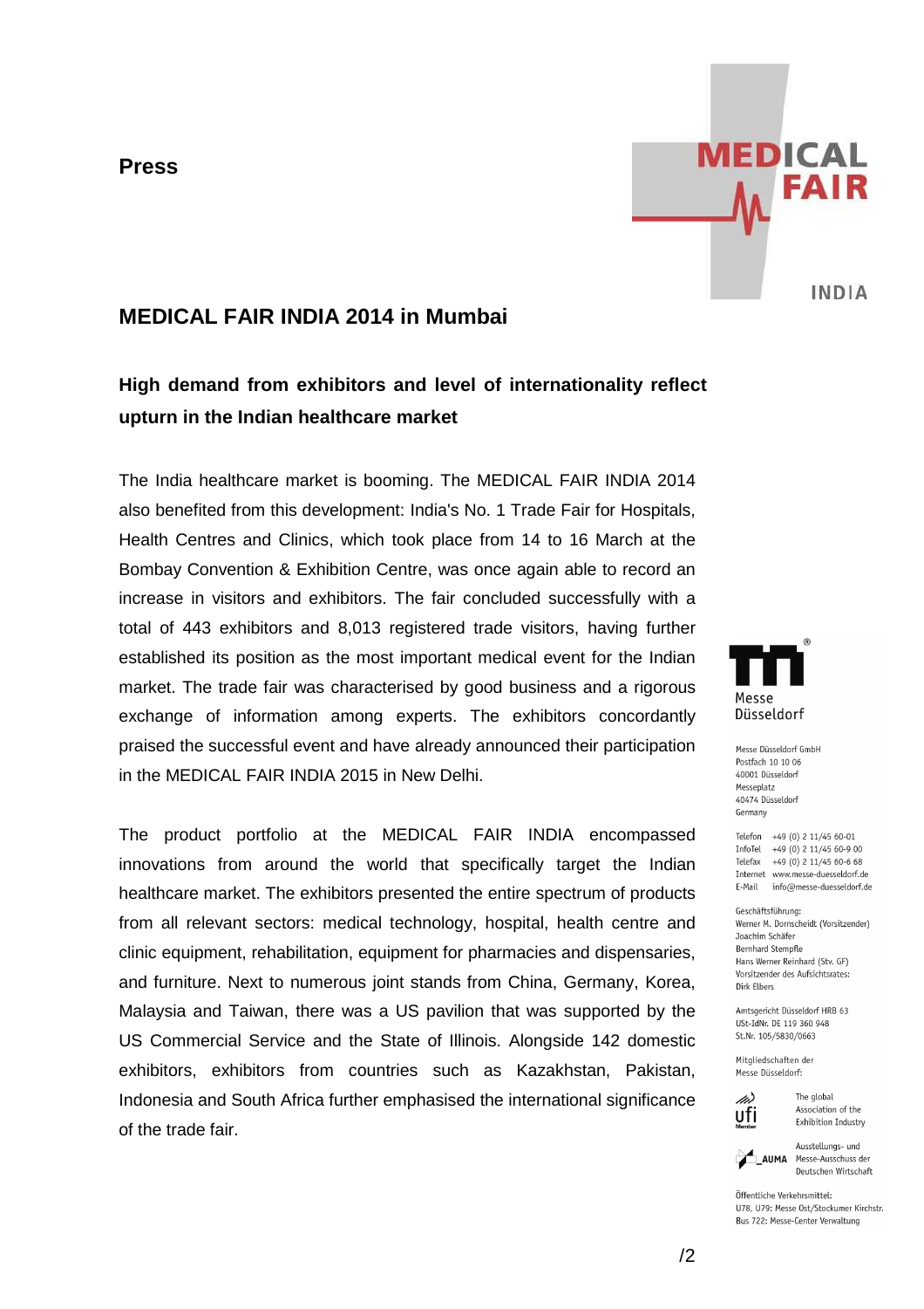**Press**

# MEDICAL FAIR INDIA 2014 in Mumbai

## High demand from exhibitors and level of internationality reflect upturn in the Indian healthcare market

The India healthcare market is booming. The MEDICAL FAIR INDIA 2014 also benefited from this development: India's No. 1 Trade Fair for Hospitals, Health Centres and Clinics, which took place from 14 to 16 March at the Bombay Convention & Exhibition Centre, was once again able to record an increase in visitors and exhibitors. The fair concluded successfully with a total of 443 exhibitors and 8,013 registered trade visitors, having further established its position as the most important medical event for the Indian market. The trade fair was characterised by good business and a rigorous exchange of information among experts. The exhibitors concordantly praised the successful event and have already announced their participation in the MEDICAL FAIR INDIA 2015 in New Delhi.

The product portfolio at the MEDICAL FAIR INDIA encompassed innovations from around the world that specifically target the Indian healthcare market. The exhibitors presented the entire spectrum of products from all relevant sectors: medical technology, hospital, health centre and clinic equipment, rehabilitation, equipment for pharmacies and dispensaries, and furniture. Next to numerous joint stands from China, Germany, Korea, Malaysia and Taiwan, there was a US pavilion that was supported by the US Commercial Service and the State of Illinois. Alongside 142 domestic exhibitors, exhibitors from countries such as Kazakhstan, Pakistan, Indonesia and South Africa further emphasised the international significance of the trade fair.

Messe Düsseldorf

Messe Düsseldorf GmbH
Postfach 10 10 06
40001 Düsseldorf
Messeplatz
40474 Düsseldorf
Germany

Telefon +49 (0) 2 11/45 60-01
InfoTel +49 (0) 2 11/45 60-9 00
Telefax +49 (0) 2 11/45 60-6 68
Internet www.messe-duesseldorf.de
E-Mail info@messe-duesseldorf.de

Geschäftsführung:
Werner M. Dornscheidt (Vorsitzender)
Joachim Schäfer
Bernhard Stempfle
Hans Werner Reinhard (Stv. GF)
Vorsitzender des Aufsichtsrates:
Dirk Elbers

Amtsgericht Düsseldorf HRB 63
USt-IdNr. DE 119 360 948
St.Nr. 105/5830/0663

Mitgliedschaften der
Messe Düsseldorf:

ufi Member – The global Association of the Exhibition Industry

AUMA – Ausstellungs- und Messe-Ausschuss der Deutschen Wirtschaft

Öffentliche Verkehrsmittel:
U78, U79: Messe Ost/Stockumer Kirchstr.
Bus 722: Messe-Center Verwaltung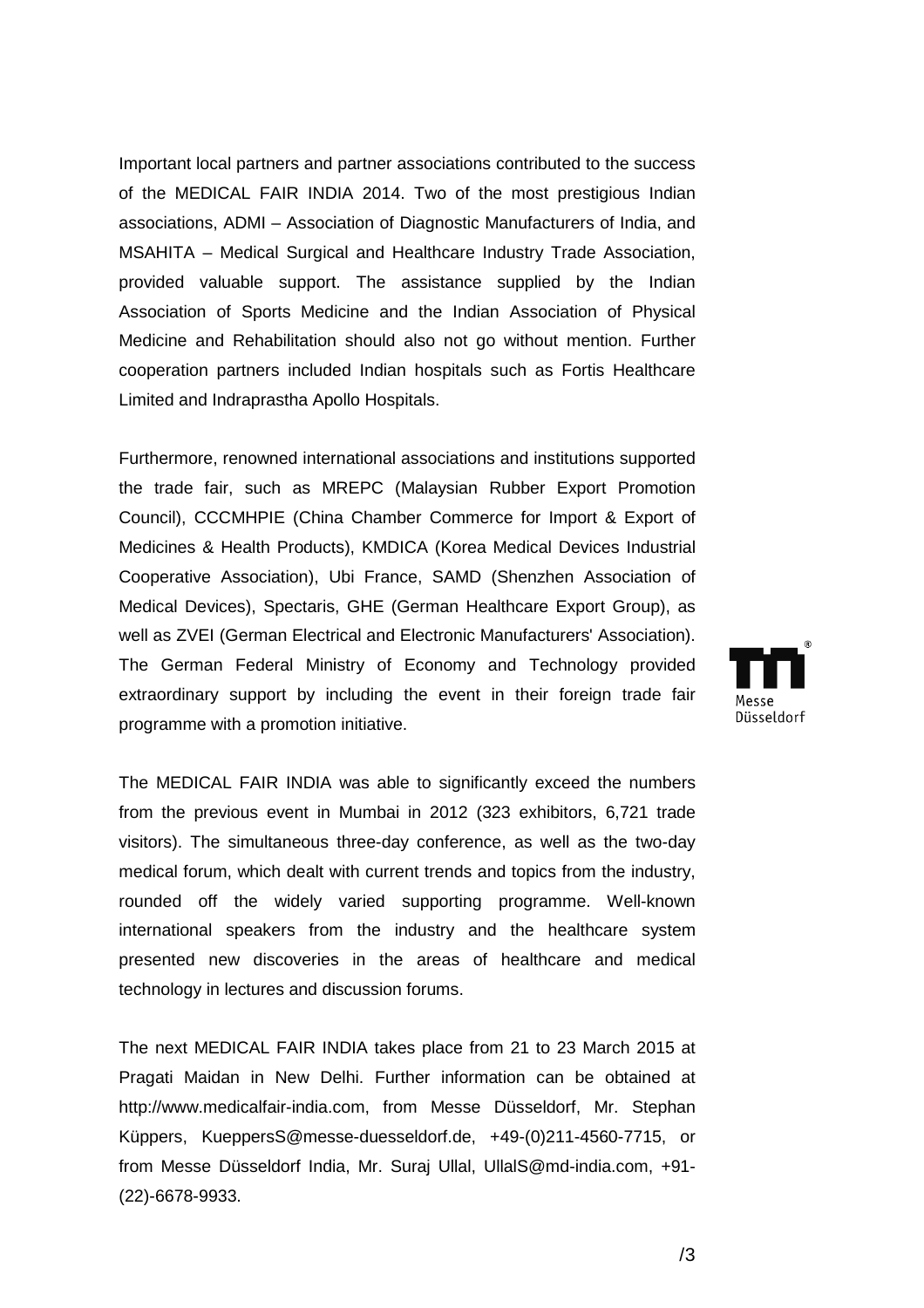Important local partners and partner associations contributed to the success of the MEDICAL FAIR INDIA 2014. Two of the most prestigious Indian associations, ADMI – Association of Diagnostic Manufacturers of India, and MSAHITA – Medical Surgical and Healthcare Industry Trade Association, provided valuable support. The assistance supplied by the Indian Association of Sports Medicine and the Indian Association of Physical Medicine and Rehabilitation should also not go without mention. Further cooperation partners included Indian hospitals such as Fortis Healthcare Limited and Indraprastha Apollo Hospitals.

Furthermore, renowned international associations and institutions supported the trade fair, such as MREPC (Malaysian Rubber Export Promotion Council), CCCMHPIE (China Chamber Commerce for Import & Export of Medicines & Health Products), KMDICA (Korea Medical Devices Industrial Cooperative Association), Ubi France, SAMD (Shenzhen Association of Medical Devices), Spectaris, GHE (German Healthcare Export Group), as well as ZVEI (German Electrical and Electronic Manufacturers' Association). The German Federal Ministry of Economy and Technology provided extraordinary support by including the event in their foreign trade fair programme with a promotion initiative.

The MEDICAL FAIR INDIA was able to significantly exceed the numbers from the previous event in Mumbai in 2012 (323 exhibitors, 6,721 trade visitors). The simultaneous three-day conference, as well as the two-day medical forum, which dealt with current trends and topics from the industry, rounded off the widely varied supporting programme. Well-known international speakers from the industry and the healthcare system presented new discoveries in the areas of healthcare and medical technology in lectures and discussion forums.

The next MEDICAL FAIR INDIA takes place from 21 to 23 March 2015 at Pragati Maidan in New Delhi. Further information can be obtained at http://www.medicalfair-india.com, from Messe Düsseldorf, Mr. Stephan Küppers, KueppersS@messe-duesseldorf.de, +49-(0)211-4560-7715, or from Messe Düsseldorf India, Mr. Suraj Ullal, UllalS@md-india.com, +91-(22)-6678-9933.

/3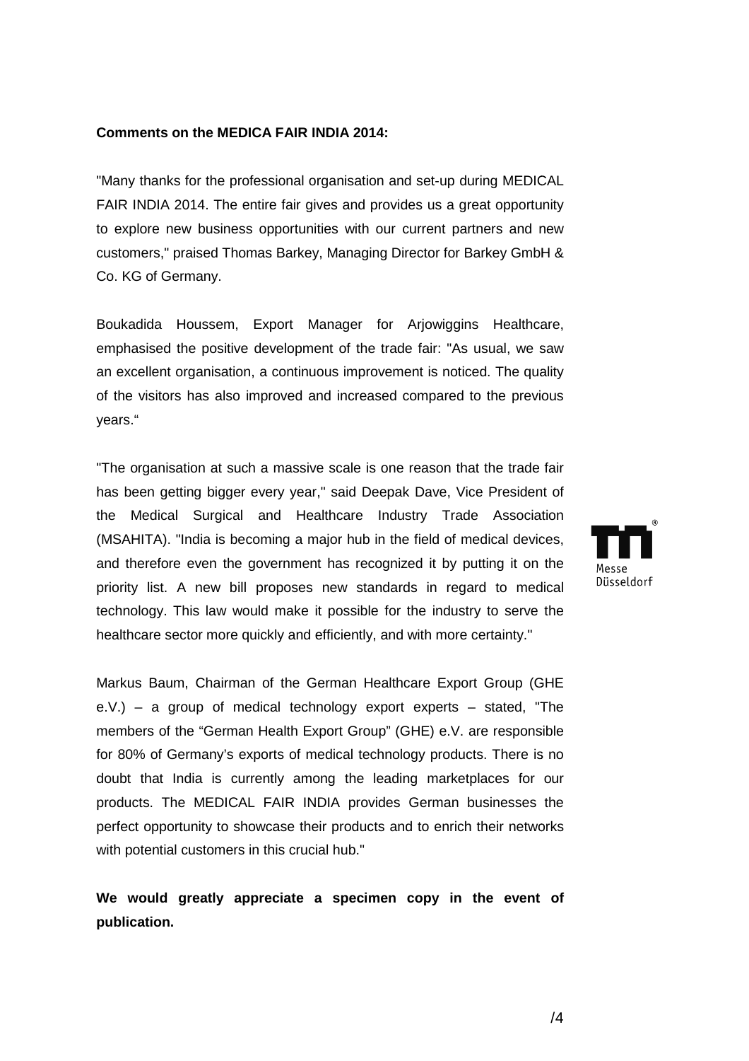**Comments on the MEDICA FAIR INDIA 2014:**

"Many thanks for the professional organisation and set-up during MEDICAL FAIR INDIA 2014. The entire fair gives and provides us a great opportunity to explore new business opportunities with our current partners and new customers," praised Thomas Barkey, Managing Director for Barkey GmbH & Co. KG of Germany.

Boukadida Houssem, Export Manager for Arjowiggins Healthcare, emphasised the positive development of the trade fair: "As usual, we saw an excellent organisation, a continuous improvement is noticed. The quality of the visitors has also improved and increased compared to the previous years.“

"The organisation at such a massive scale is one reason that the trade fair has been getting bigger every year," said Deepak Dave, Vice President of the Medical Surgical and Healthcare Industry Trade Association (MSAHITA). "India is becoming a major hub in the field of medical devices, and therefore even the government has recognized it by putting it on the priority list. A new bill proposes new standards in regard to medical technology. This law would make it possible for the industry to serve the healthcare sector more quickly and efficiently, and with more certainty."

Markus Baum, Chairman of the German Healthcare Export Group (GHE e.V.) – a group of medical technology export experts – stated, "The members of the “German Health Export Group” (GHE) e.V. are responsible for 80% of Germany’s exports of medical technology products. There is no doubt that India is currently among the leading marketplaces for our products. The MEDICAL FAIR INDIA provides German businesses the perfect opportunity to showcase their products and to enrich their networks with potential customers in this crucial hub."

**We would greatly appreciate a specimen copy in the event of publication.**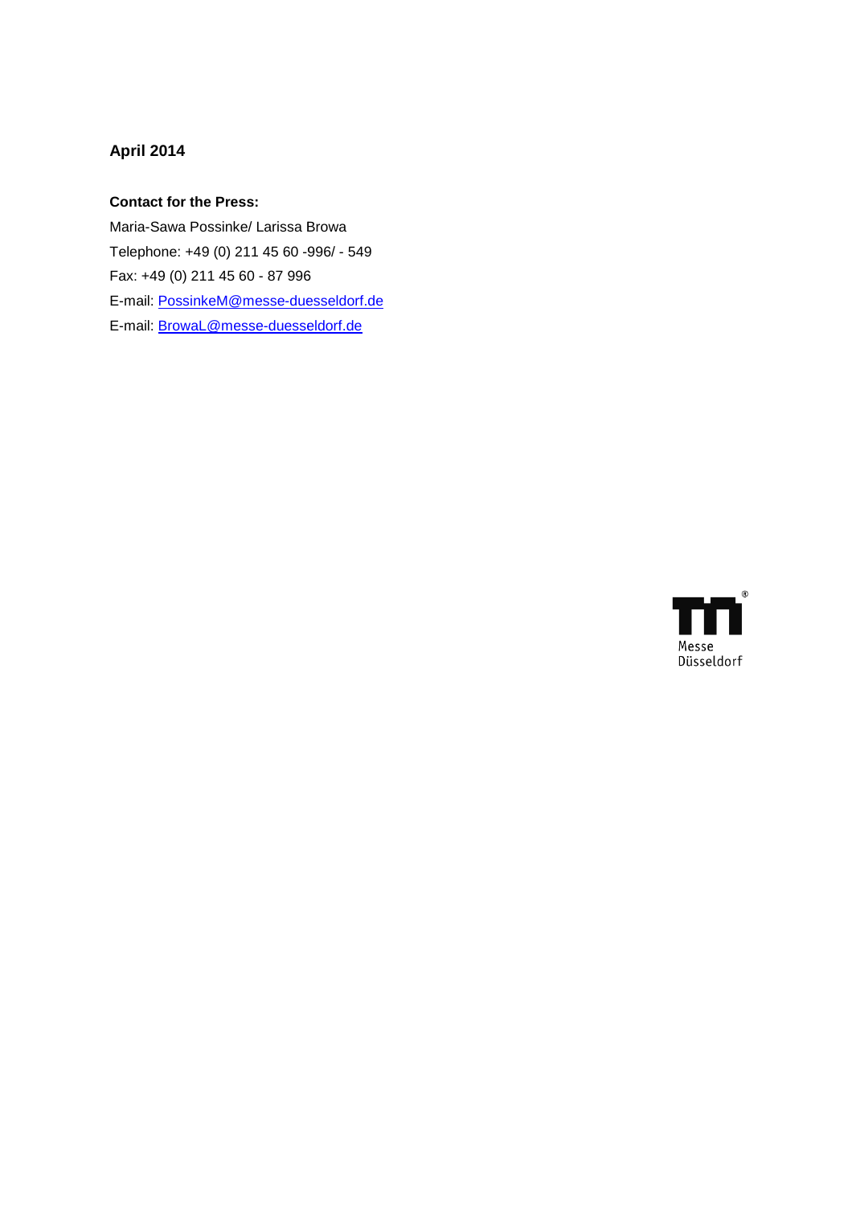**April 2014**

**Contact for the Press:**

Maria-Sawa Possinke/ Larissa Browa

Telephone: +49 (0) 211 45 60 -996/ - 549

Fax: +49 (0) 211 45 60 - 87 996

E-mail: PossinkeM@messe-duesseldorf.de

E-mail: BrowaL@messe-duesseldorf.de

Messe Düsseldorf